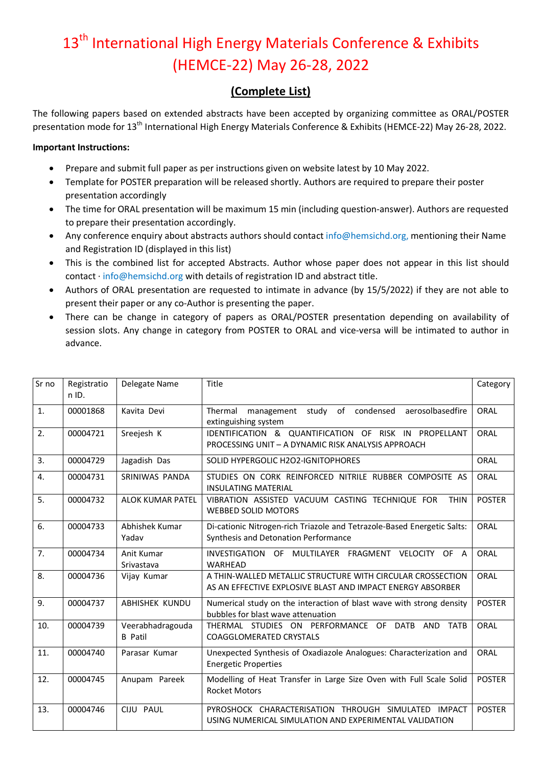# 13th International High Energy Materials Conference & Exhibits (HEMCE-22) May 26-28, 2022

## (Complete List)

The following papers based on extended abstracts have been accepted by organizing committee as ORAL/POSTER presentation mode for 13th International High Energy Materials Conference & Exhibits (HEMCE-22) May 26-28, 2022.

**Important Instructions:**

- Prepare and submit full paper as per instructions given on website latest by 10 May 2022.
- Template for POSTER preparation will be released shortly. Authors are required to prepare their poster presentation accordingly
- The time for ORAL presentation will be maximum 15 min (including question-answer). Authors are requested to prepare their presentation accordingly.
- Any conference enquiry about abstracts authors should contact info@hemsichd.org, mentioning their Name and Registration ID (displayed in this list)
- This is the combined list for accepted Abstracts. Author whose paper does not appear in this list should contact · info@hemsichd.org with details of registration ID and abstract title.
- Authors of ORAL presentation are requested to intimate in advance (by 15/5/2022) if they are not able to present their paper or any co-Author is presenting the paper.
- There can be change in category of papers as ORAL/POSTER presentation depending on availability of session slots. Any change in category from POSTER to ORAL and vice-versa will be intimated to author in advance.

| Sr no | Registration ID. | Delegate Name | Title | Category |
|---|---|---|---|---|
| 1. | 00001868 | Kavita Devi | Thermal management study of condensed aerosolbasedfire extinguishing system | ORAL |
| 2. | 00004721 | Sreejesh K | IDENTIFICATION & QUANTIFICATION OF RISK IN PROPELLANT PROCESSING UNIT – A DYNAMIC RISK ANALYSIS APPROACH | ORAL |
| 3. | 00004729 | Jagadish Das | SOLID HYPERGOLIC H2O2-IGNITOPHORES | ORAL |
| 4. | 00004731 | SRINIWAS PANDA | STUDIES ON CORK REINFORCED NITRILE RUBBER COMPOSITE AS INSULATING MATERIAL | ORAL |
| 5. | 00004732 | ALOK KUMAR PATEL | VIBRATION ASSISTED VACUUM CASTING TECHNIQUE FOR THIN WEBBED SOLID MOTORS | POSTER |
| 6. | 00004733 | Abhishek Kumar Yadav | Di-cationic Nitrogen-rich Triazole and Tetrazole-Based Energetic Salts: Synthesis and Detonation Performance | ORAL |
| 7. | 00004734 | Anit Kumar Srivastava | INVESTIGATION OF MULTILAYER FRAGMENT VELOCITY OF A WARHEAD | ORAL |
| 8. | 00004736 | Vijay Kumar | A THIN-WALLED METALLIC STRUCTURE WITH CIRCULAR CROSSECTION AS AN EFFECTIVE EXPLOSIVE BLAST AND IMPACT ENERGY ABSORBER | ORAL |
| 9. | 00004737 | ABHISHEK KUNDU | Numerical study on the interaction of blast wave with strong density bubbles for blast wave attenuation | POSTER |
| 10. | 00004739 | Veerabhadragouda B Patil | THERMAL STUDIES ON PERFORMANCE OF DATB AND TATB COAGGLOMERATED CRYSTALS | ORAL |
| 11. | 00004740 | Parasar Kumar | Unexpected Synthesis of Oxadiazole Analogues: Characterization and Energetic Properties | ORAL |
| 12. | 00004745 | Anupam Pareek | Modelling of Heat Transfer in Large Size Oven with Full Scale Solid Rocket Motors | POSTER |
| 13. | 00004746 | CIJU PAUL | PYROSHOCK CHARACTERISATION THROUGH SIMULATED IMPACT USING NUMERICAL SIMULATION AND EXPERIMENTAL VALIDATION | POSTER |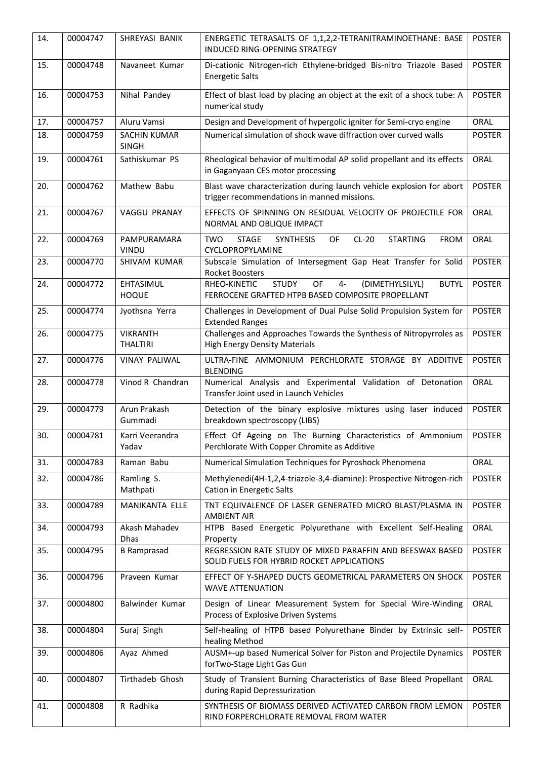| 14. | 00004747 | SHREYASI BANIK | ENERGETIC TETRASALTS OF 1,1,2,2-TETRANITRAMINOETHANE: BASE INDUCED RING-OPENING STRATEGY | POSTER |
|---|---|---|---|---|
| 15. | 00004748 | Navaneet Kumar | Di-cationic Nitrogen-rich Ethylene-bridged Bis-nitro Triazole Based Energetic Salts | POSTER |
| 16. | 00004753 | Nihal Pandey | Effect of blast load by placing an object at the exit of a shock tube: A numerical study | POSTER |
| 17. | 00004757 | Aluru Vamsi | Design and Development of hypergolic igniter for Semi-cryo engine | ORAL |
| 18. | 00004759 | SACHIN KUMAR SINGH | Numerical simulation of shock wave diffraction over curved walls | POSTER |
| 19. | 00004761 | Sathiskumar PS | Rheological behavior of multimodal AP solid propellant and its effects in Gaganyaan CES motor processing | ORAL |
| 20. | 00004762 | Mathew Babu | Blast wave characterization during launch vehicle explosion for abort trigger recommendations in manned missions. | POSTER |
| 21. | 00004767 | VAGGU PRANAY | EFFECTS OF SPINNING ON RESIDUAL VELOCITY OF PROJECTILE FOR NORMAL AND OBLIQUE IMPACT | ORAL |
| 22. | 00004769 | PAMPURAMARA VINDU | TWO STAGE SYNTHESIS OF CL-20 STARTING FROM CYCLOPROPYLAMINE | ORAL |
| 23. | 00004770 | SHIVAM KUMAR | Subscale Simulation of Intersegment Gap Heat Transfer for Solid Rocket Boosters | POSTER |
| 24. | 00004772 | EHTASIMUL HOQUE | RHEO-KINETIC STUDY OF 4- (DIMETHYLSILYL) BUTYL FERROCENE GRAFTED HTPB BASED COMPOSITE PROPELLANT | POSTER |
| 25. | 00004774 | Jyothsna Yerra | Challenges in Development of Dual Pulse Solid Propulsion System for Extended Ranges | POSTER |
| 26. | 00004775 | VIKRANTH THALTIRI | Challenges and Approaches Towards the Synthesis of Nitropyrroles as High Energy Density Materials | POSTER |
| 27. | 00004776 | VINAY PALIWAL | ULTRA-FINE AMMONIUM PERCHLORATE STORAGE BY ADDITIVE BLENDING | POSTER |
| 28. | 00004778 | Vinod R Chandran | Numerical Analysis and Experimental Validation of Detonation Transfer Joint used in Launch Vehicles | ORAL |
| 29. | 00004779 | Arun Prakash Gummadi | Detection of the binary explosive mixtures using laser induced breakdown spectroscopy (LIBS) | POSTER |
| 30. | 00004781 | Karri Veerandra Yadav | Effect Of Ageing on The Burning Characteristics of Ammonium Perchlorate With Copper Chromite as Additive | POSTER |
| 31. | 00004783 | Raman Babu | Numerical Simulation Techniques for Pyroshock Phenomena | ORAL |
| 32. | 00004786 | Ramling S. Mathpati | Methylenedi(4H-1,2,4-triazole-3,4-diamine): Prospective Nitrogen-rich Cation in Energetic Salts | POSTER |
| 33. | 00004789 | MANIKANTA ELLE | TNT EQUIVALENCE OF LASER GENERATED MICRO BLAST/PLASMA IN AMBIENT AIR | POSTER |
| 34. | 00004793 | Akash Mahadev Dhas | HTPB Based Energetic Polyurethane with Excellent Self-Healing Property | ORAL |
| 35. | 00004795 | B Ramprasad | REGRESSION RATE STUDY OF MIXED PARAFFIN AND BEESWAX BASED SOLID FUELS FOR HYBRID ROCKET APPLICATIONS | POSTER |
| 36. | 00004796 | Praveen Kumar | EFFECT OF Y-SHAPED DUCTS GEOMETRICAL PARAMETERS ON SHOCK WAVE ATTENUATION | POSTER |
| 37. | 00004800 | Balwinder Kumar | Design of Linear Measurement System for Special Wire-Winding Process of Explosive Driven Systems | ORAL |
| 38. | 00004804 | Suraj Singh | Self-healing of HTPB based Polyurethane Binder by Extrinsic self-healing Method | POSTER |
| 39. | 00004806 | Ayaz Ahmed | AUSM+-up based Numerical Solver for Piston and Projectile Dynamics forTwo-Stage Light Gas Gun | POSTER |
| 40. | 00004807 | Tirthadeb Ghosh | Study of Transient Burning Characteristics of Base Bleed Propellant during Rapid Depressurization | ORAL |
| 41. | 00004808 | R Radhika | SYNTHESIS OF BIOMASS DERIVED ACTIVATED CARBON FROM LEMON RIND FORPERCHLORATE REMOVAL FROM WATER | POSTER |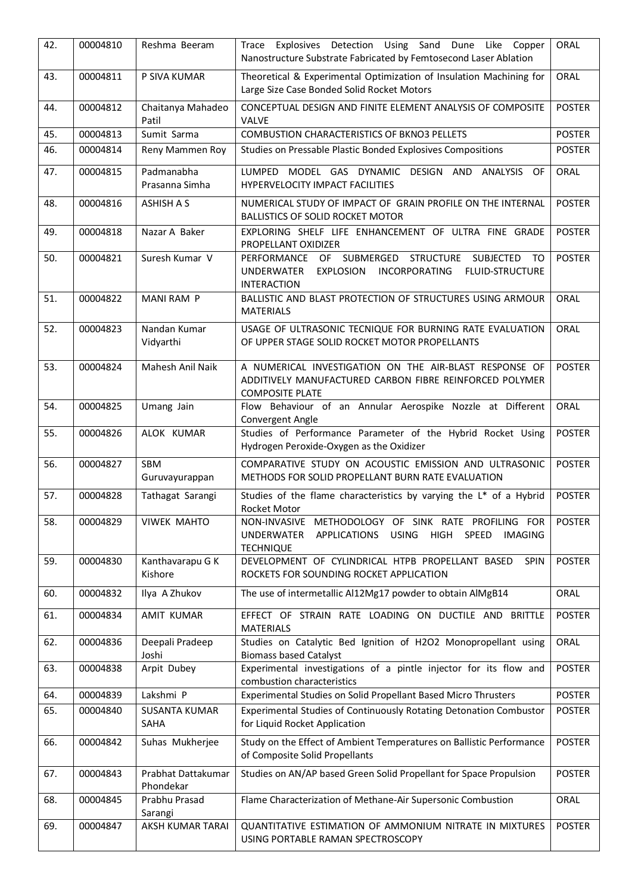| 42. | 00004810 | Reshma Beeram | Trace Explosives Detection Using Sand Dune Like Copper Nanostructure Substrate Fabricated by Femtosecond Laser Ablation | ORAL |
|---|---|---|---|---|
| 43. | 00004811 | P SIVA KUMAR | Theoretical & Experimental Optimization of Insulation Machining for Large Size Case Bonded Solid Rocket Motors | ORAL |
| 44. | 00004812 | Chaitanya Mahadeo Patil | CONCEPTUAL DESIGN AND FINITE ELEMENT ANALYSIS OF COMPOSITE VALVE | POSTER |
| 45. | 00004813 | Sumit Sarma | COMBUSTION CHARACTERISTICS OF BKNO3 PELLETS | POSTER |
| 46. | 00004814 | Reny Mammen Roy | Studies on Pressable Plastic Bonded Explosives Compositions | POSTER |
| 47. | 00004815 | Padmanabha Prasanna Simha | LUMPED MODEL GAS DYNAMIC DESIGN AND ANALYSIS OF HYPERVELOCITY IMPACT FACILITIES | ORAL |
| 48. | 00004816 | ASHISH A S | NUMERICAL STUDY OF IMPACT OF GRAIN PROFILE ON THE INTERNAL BALLISTICS OF SOLID ROCKET MOTOR | POSTER |
| 49. | 00004818 | Nazar A Baker | EXPLORING SHELF LIFE ENHANCEMENT OF ULTRA FINE GRADE PROPELLANT OXIDIZER | POSTER |
| 50. | 00004821 | Suresh Kumar V | PERFORMANCE OF SUBMERGED STRUCTURE SUBJECTED TO UNDERWATER EXPLOSION INCORPORATING FLUID-STRUCTURE INTERACTION | POSTER |
| 51. | 00004822 | MANI RAM P | BALLISTIC AND BLAST PROTECTION OF STRUCTURES USING ARMOUR MATERIALS | ORAL |
| 52. | 00004823 | Nandan Kumar Vidyarthi | USAGE OF ULTRASONIC TECNIQUE FOR BURNING RATE EVALUATION OF UPPER STAGE SOLID ROCKET MOTOR PROPELLANTS | ORAL |
| 53. | 00004824 | Mahesh Anil Naik | A NUMERICAL INVESTIGATION ON THE AIR-BLAST RESPONSE OF ADDITIVELY MANUFACTURED CARBON FIBRE REINFORCED POLYMER COMPOSITE PLATE | POSTER |
| 54. | 00004825 | Umang Jain | Flow Behaviour of an Annular Aerospike Nozzle at Different Convergent Angle | ORAL |
| 55. | 00004826 | ALOK KUMAR | Studies of Performance Parameter of the Hybrid Rocket Using Hydrogen Peroxide-Oxygen as the Oxidizer | POSTER |
| 56. | 00004827 | SBM Guruvayurappan | COMPARATIVE STUDY ON ACOUSTIC EMISSION AND ULTRASONIC METHODS FOR SOLID PROPELLANT BURN RATE EVALUATION | POSTER |
| 57. | 00004828 | Tathagat Sarangi | Studies of the flame characteristics by varying the L* of a Hybrid Rocket Motor | POSTER |
| 58. | 00004829 | VIWEK MAHTO | NON-INVASIVE METHODOLOGY OF SINK RATE PROFILING FOR UNDERWATER APPLICATIONS USING HIGH SPEED IMAGING TECHNIQUE | POSTER |
| 59. | 00004830 | Kanthavarapu G K Kishore | DEVELOPMENT OF CYLINDRICAL HTPB PROPELLANT BASED SPIN ROCKETS FOR SOUNDING ROCKET APPLICATION | POSTER |
| 60. | 00004832 | Ilya A Zhukov | The use of intermetallic Al12Mg17 powder to obtain AlMgB14 | ORAL |
| 61. | 00004834 | AMIT KUMAR | EFFECT OF STRAIN RATE LOADING ON DUCTILE AND BRITTLE MATERIALS | POSTER |
| 62. | 00004836 | Deepali Pradeep Joshi | Studies on Catalytic Bed Ignition of H2O2 Monopropellant using Biomass based Catalyst | ORAL |
| 63. | 00004838 | Arpit Dubey | Experimental investigations of a pintle injector for its flow and combustion characteristics | POSTER |
| 64. | 00004839 | Lakshmi P | Experimental Studies on Solid Propellant Based Micro Thrusters | POSTER |
| 65. | 00004840 | SUSANTA KUMAR SAHA | Experimental Studies of Continuously Rotating Detonation Combustor for Liquid Rocket Application | POSTER |
| 66. | 00004842 | Suhas Mukherjee | Study on the Effect of Ambient Temperatures on Ballistic Performance of Composite Solid Propellants | POSTER |
| 67. | 00004843 | Prabhat Dattakumar Phondekar | Studies on AN/AP based Green Solid Propellant for Space Propulsion | POSTER |
| 68. | 00004845 | Prabhu Prasad Sarangi | Flame Characterization of Methane-Air Supersonic Combustion | ORAL |
| 69. | 00004847 | AKSH KUMAR TARAI | QUANTITATIVE ESTIMATION OF AMMONIUM NITRATE IN MIXTURES USING PORTABLE RAMAN SPECTROSCOPY | POSTER |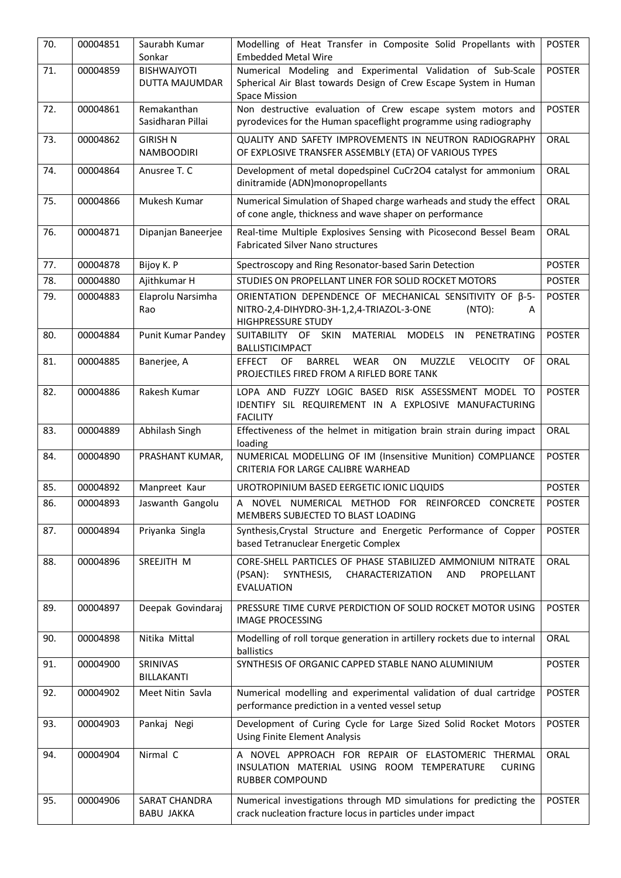| 70. | 00004851 | Saurabh Kumar Sonkar | Modelling of Heat Transfer in Composite Solid Propellants with Embedded Metal Wire | POSTER |
|---|---|---|---|---|
| 71. | 00004859 | BISHWAJYOTI DUTTA MAJUMDAR | Numerical Modeling and Experimental Validation of Sub-Scale Spherical Air Blast towards Design of Crew Escape System in Human Space Mission | POSTER |
| 72. | 00004861 | Remakanthan Sasidharan Pillai | Non destructive evaluation of Crew escape system motors and pyrodevices for the Human spaceflight programme using radiography | POSTER |
| 73. | 00004862 | GIRISH N NAMBOODIRI | QUALITY AND SAFETY IMPROVEMENTS IN NEUTRON RADIOGRAPHY OF EXPLOSIVE TRANSFER ASSEMBLY (ETA) OF VARIOUS TYPES | ORAL |
| 74. | 00004864 | Anusree T. C | Development of metal dopedspinel $CuCr_2O_4$ catalyst for ammonium dinitramide (ADN)monopropellants | ORAL |
| 75. | 00004866 | Mukesh Kumar | Numerical Simulation of Shaped charge warheads and study the effect of cone angle, thickness and wave shaper on performance | ORAL |
| 76. | 00004871 | Dipanjan Baneerjee | Real-time Multiple Explosives Sensing with Picosecond Bessel Beam Fabricated Silver Nano structures | ORAL |
| 77. | 00004878 | Bijoy K. P | Spectroscopy and Ring Resonator-based Sarin Detection | POSTER |
| 78. | 00004880 | Ajithkumar H | STUDIES ON PROPELLANT LINER FOR SOLID ROCKET MOTORS | POSTER |
| 79. | 00004883 | Elaprolu Narsimha Rao | ORIENTATION DEPENDENCE OF MECHANICAL SENSITIVITY OF β-5-NITRO-2,4-DIHYDRO-3H-1,2,4-TRIAZOL-3-ONE (NTO): A HIGHPRESSURE STUDY | POSTER |
| 80. | 00004884 | Punit Kumar Pandey | SUITABILITY OF SKIN MATERIAL MODELS IN PENETRATING BALLISTICIMPACT | POSTER |
| 81. | 00004885 | Banerjee, A | EFFECT OF BARREL WEAR ON MUZZLE VELOCITY OF PROJECTILES FIRED FROM A RIFLED BORE TANK | ORAL |
| 82. | 00004886 | Rakesh Kumar | LOPA AND FUZZY LOGIC BASED RISK ASSESSMENT MODEL TO IDENTIFY SIL REQUIREMENT IN A EXPLOSIVE MANUFACTURING FACILITY | POSTER |
| 83. | 00004889 | Abhilash Singh | Effectiveness of the helmet in mitigation brain strain during impact loading | ORAL |
| 84. | 00004890 | PRASHANT KUMAR, | NUMERICAL MODELLING OF IM (Insensitive Munition) COMPLIANCE CRITERIA FOR LARGE CALIBRE WARHEAD | POSTER |
| 85. | 00004892 | Manpreet Kaur | UROTROPINIUM BASED EERGETIC IONIC LIQUIDS | POSTER |
| 86. | 00004893 | Jaswanth Gangolu | A NOVEL NUMERICAL METHOD FOR REINFORCED CONCRETE MEMBERS SUBJECTED TO BLAST LOADING | POSTER |
| 87. | 00004894 | Priyanka Singla | Synthesis,Crystal Structure and Energetic Performance of Copper based Tetranuclear Energetic Complex | POSTER |
| 88. | 00004896 | SREEJITH M | CORE-SHELL PARTICLES OF PHASE STABILIZED AMMONIUM NITRATE (PSAN): SYNTHESIS, CHARACTERIZATION AND PROPELLANT EVALUATION | ORAL |
| 89. | 00004897 | Deepak Govindaraj | PRESSURE TIME CURVE PERDICTION OF SOLID ROCKET MOTOR USING IMAGE PROCESSING | POSTER |
| 90. | 00004898 | Nitika Mittal | Modelling of roll torque generation in artillery rockets due to internal ballistics | ORAL |
| 91. | 00004900 | SRINIVAS BILLAKANTI | SYNTHESIS OF ORGANIC CAPPED STABLE NANO ALUMINIUM | POSTER |
| 92. | 00004902 | Meet Nitin Savla | Numerical modelling and experimental validation of dual cartridge performance prediction in a vented vessel setup | POSTER |
| 93. | 00004903 | Pankaj Negi | Development of Curing Cycle for Large Sized Solid Rocket Motors Using Finite Element Analysis | POSTER |
| 94. | 00004904 | Nirmal C | A NOVEL APPROACH FOR REPAIR OF ELASTOMERIC THERMAL INSULATION MATERIAL USING ROOM TEMPERATURE CURING RUBBER COMPOUND | ORAL |
| 95. | 00004906 | SARAT CHANDRA BABU JAKKA | Numerical investigations through MD simulations for predicting the crack nucleation fracture locus in particles under impact | POSTER |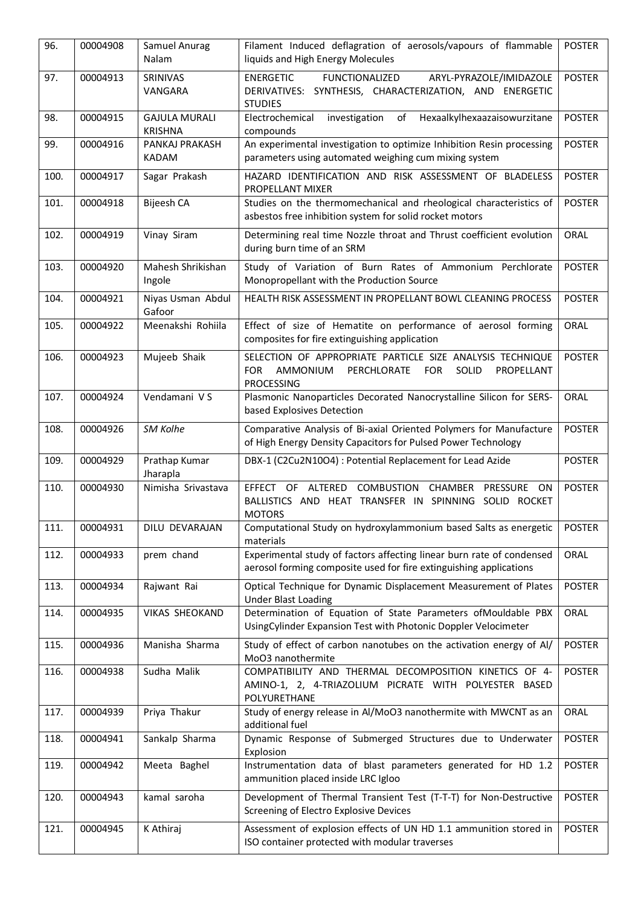| 96. | 00004908 | Samuel Anurag Nalam | Filament Induced deflagration of aerosols/vapours of flammable liquids and High Energy Molecules | POSTER |
|---|---|---|---|---|
| 97. | 00004913 | SRINIVAS VANGARA | ENERGETIC FUNCTIONALIZED ARYL-PYRAZOLE/IMIDAZOLE DERIVATIVES: SYNTHESIS, CHARACTERIZATION, AND ENERGETIC STUDIES | POSTER |
| 98. | 00004915 | GAJULA MURALI KRISHNA | Electrochemical investigation of Hexaalkylhexaazaisowurzitane compounds | POSTER |
| 99. | 00004916 | PANKAJ PRAKASH KADAM | An experimental investigation to optimize Inhibition Resin processing parameters using automated weighing cum mixing system | POSTER |
| 100. | 00004917 | Sagar Prakash | HAZARD IDENTIFICATION AND RISK ASSESSMENT OF BLADELESS PROPELLANT MIXER | POSTER |
| 101. | 00004918 | Bijeesh CA | Studies on the thermomechanical and rheological characteristics of asbestos free inhibition system for solid rocket motors | POSTER |
| 102. | 00004919 | Vinay Siram | Determining real time Nozzle throat and Thrust coefficient evolution during burn time of an SRM | ORAL |
| 103. | 00004920 | Mahesh Shrikishan Ingole | Study of Variation of Burn Rates of Ammonium Perchlorate Monopropellant with the Production Source | POSTER |
| 104. | 00004921 | Niyas Usman Abdul Gafoor | HEALTH RISK ASSESSMENT IN PROPELLANT BOWL CLEANING PROCESS | POSTER |
| 105. | 00004922 | Meenakshi Rohiila | Effect of size of Hematite on performance of aerosol forming composites for fire extinguishing application | ORAL |
| 106. | 00004923 | Mujeeb Shaik | SELECTION OF APPROPRIATE PARTICLE SIZE ANALYSIS TECHNIQUE FOR AMMONIUM PERCHLORATE FOR SOLID PROPELLANT PROCESSING | POSTER |
| 107. | 00004924 | Vendamani V S | Plasmonic Nanoparticles Decorated Nanocrystalline Silicon for SERS-based Explosives Detection | ORAL |
| 108. | 00004926 | *SM Kolhe* | Comparative Analysis of Bi-axial Oriented Polymers for Manufacture of High Energy Density Capacitors for Pulsed Power Technology | POSTER |
| 109. | 00004929 | Prathap Kumar Jharapla | DBX-1 (C2Cu2N10O4) : Potential Replacement for Lead Azide | POSTER |
| 110. | 00004930 | Nimisha Srivastava | EFFECT OF ALTERED COMBUSTION CHAMBER PRESSURE ON BALLISTICS AND HEAT TRANSFER IN SPINNING SOLID ROCKET MOTORS | POSTER |
| 111. | 00004931 | DILU DEVARAJAN | Computational Study on hydroxylammonium based Salts as energetic materials | POSTER |
| 112. | 00004933 | prem chand | Experimental study of factors affecting linear burn rate of condensed aerosol forming composite used for fire extinguishing applications | ORAL |
| 113. | 00004934 | Rajwant Rai | Optical Technique for Dynamic Displacement Measurement of Plates Under Blast Loading | POSTER |
| 114. | 00004935 | VIKAS SHEOKAND | Determination of Equation of State Parameters ofMouldable PBX UsingCylinder Expansion Test with Photonic Doppler Velocimeter | ORAL |
| 115. | 00004936 | Manisha Sharma | Study of effect of carbon nanotubes on the activation energy of Al/ MoO3 nanothermite | POSTER |
| 116. | 00004938 | Sudha Malik | COMPATIBILITY AND THERMAL DECOMPOSITION KINETICS OF 4-AMINO-1, 2, 4-TRIAZOLIUM PICRATE WITH POLYESTER BASED POLYURETHANE | POSTER |
| 117. | 00004939 | Priya Thakur | Study of energy release in Al/MoO3 nanothermite with MWCNT as an additional fuel | ORAL |
| 118. | 00004941 | Sankalp Sharma | Dynamic Response of Submerged Structures due to Underwater Explosion | POSTER |
| 119. | 00004942 | Meeta Baghel | Instrumentation data of blast parameters generated for HD 1.2 ammunition placed inside LRC Igloo | POSTER |
| 120. | 00004943 | kamal saroha | Development of Thermal Transient Test (T-T-T) for Non-Destructive Screening of Electro Explosive Devices | POSTER |
| 121. | 00004945 | K Athiraj | Assessment of explosion effects of UN HD 1.1 ammunition stored in ISO container protected with modular traverses | POSTER |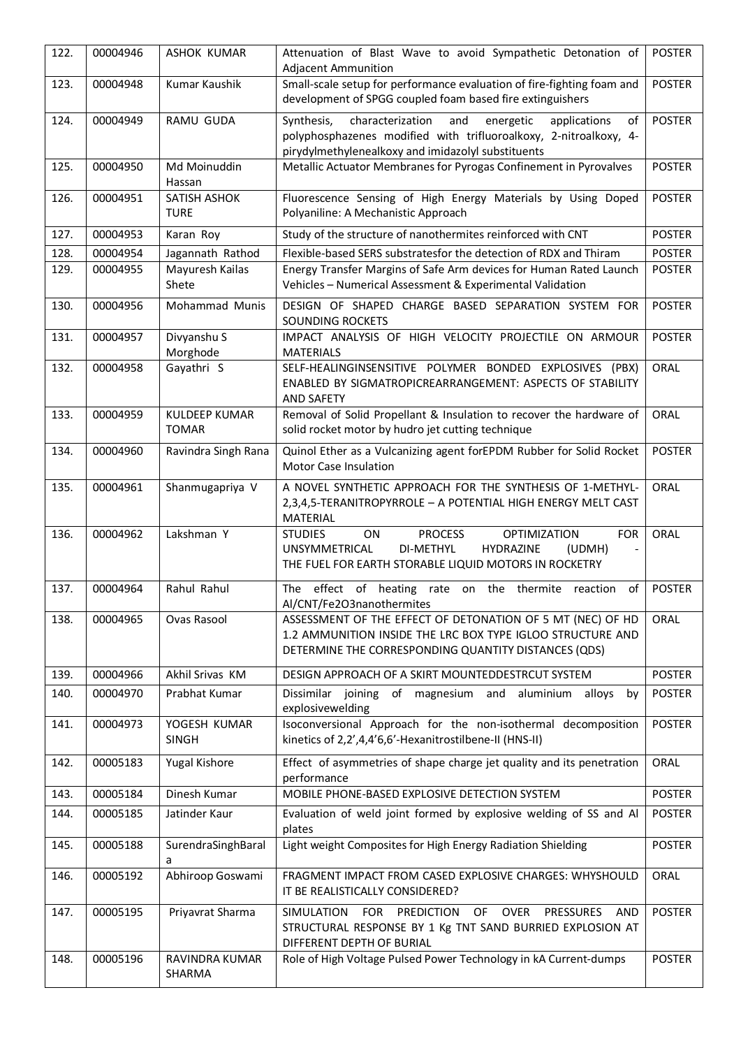| 122. | 00004946 | ASHOK KUMAR | Attenuation of Blast Wave to avoid Sympathetic Detonation of Adjacent Ammunition | POSTER |
|---|---|---|---|---|
| 123. | 00004948 | Kumar Kaushik | Small-scale setup for performance evaluation of fire-fighting foam and development of SPGG coupled foam based fire extinguishers | POSTER |
| 124. | 00004949 | RAMU GUDA | Synthesis, characterization and energetic applications of polyphosphazenes modified with trifluoroalkoxy, 2-nitroalkoxy, 4-pirydylmethylenealkoxy and imidazolyl substituents | POSTER |
| 125. | 00004950 | Md Moinuddin Hassan | Metallic Actuator Membranes for Pyrogas Confinement in Pyrovalves | POSTER |
| 126. | 00004951 | SATISH ASHOK TURE | Fluorescence Sensing of High Energy Materials by Using Doped Polyaniline: A Mechanistic Approach | POSTER |
| 127. | 00004953 | Karan Roy | Study of the structure of nanothermites reinforced with CNT | POSTER |
| 128. | 00004954 | Jagannath Rathod | Flexible-based SERS substratesfor the detection of RDX and Thiram | POSTER |
| 129. | 00004955 | Mayuresh Kailas Shete | Energy Transfer Margins of Safe Arm devices for Human Rated Launch Vehicles – Numerical Assessment & Experimental Validation | POSTER |
| 130. | 00004956 | Mohammad Munis | DESIGN OF SHAPED CHARGE BASED SEPARATION SYSTEM FOR SOUNDING ROCKETS | POSTER |
| 131. | 00004957 | Divyanshu S Morghode | IMPACT ANALYSIS OF HIGH VELOCITY PROJECTILE ON ARMOUR MATERIALS | POSTER |
| 132. | 00004958 | Gayathri S | SELF-HEALINGINSENSITIVE POLYMER BONDED EXPLOSIVES (PBX) ENABLED BY SIGMATROPICREARRANGEMENT: ASPECTS OF STABILITY AND SAFETY | ORAL |
| 133. | 00004959 | KULDEEP KUMAR TOMAR | Removal of Solid Propellant & Insulation to recover the hardware of solid rocket motor by hudro jet cutting technique | ORAL |
| 134. | 00004960 | Ravindra Singh Rana | Quinol Ether as a Vulcanizing agent forEPDM Rubber for Solid Rocket Motor Case Insulation | POSTER |
| 135. | 00004961 | Shanmugapriya V | A NOVEL SYNTHETIC APPROACH FOR THE SYNTHESIS OF 1-METHYL-2,3,4,5-TERANITROPYRROLE – A POTENTIAL HIGH ENERGY MELT CAST MATERIAL | ORAL |
| 136. | 00004962 | Lakshman Y | STUDIES ON PROCESS OPTIMIZATION FOR UNSYMMETRICAL DI-METHYL HYDRAZINE (UDMH) - THE FUEL FOR EARTH STORABLE LIQUID MOTORS IN ROCKETRY | ORAL |
| 137. | 00004964 | Rahul Rahul | The effect of heating rate on the thermite reaction of Al/CNT/Fe2O3nanothermites | POSTER |
| 138. | 00004965 | Ovas Rasool | ASSESSMENT OF THE EFFECT OF DETONATION OF 5 MT (NEC) OF HD 1.2 AMMUNITION INSIDE THE LRC BOX TYPE IGLOO STRUCTURE AND DETERMINE THE CORRESPONDING QUANTITY DISTANCES (QDS) | ORAL |
| 139. | 00004966 | Akhil Srivas KM | DESIGN APPROACH OF A SKIRT MOUNTEDDESTRCUT SYSTEM | POSTER |
| 140. | 00004970 | Prabhat Kumar | Dissimilar joining of magnesium and aluminium alloys by explosivewelding | POSTER |
| 141. | 00004973 | YOGESH KUMAR SINGH | Isoconversional Approach for the non-isothermal decomposition kinetics of 2,2',4,4'6,6'-Hexanitrostilbene-II (HNS-II) | POSTER |
| 142. | 00005183 | Yugal Kishore | Effect of asymmetries of shape charge jet quality and its penetration performance | ORAL |
| 143. | 00005184 | Dinesh Kumar | MOBILE PHONE-BASED EXPLOSIVE DETECTION SYSTEM | POSTER |
| 144. | 00005185 | Jatinder Kaur | Evaluation of weld joint formed by explosive welding of SS and Al plates | POSTER |
| 145. | 00005188 | SurendraSinghBarala | Light weight Composites for High Energy Radiation Shielding | POSTER |
| 146. | 00005192 | Abhiroop Goswami | FRAGMENT IMPACT FROM CASED EXPLOSIVE CHARGES: WHYSHOULD IT BE REALISTICALLY CONSIDERED? | ORAL |
| 147. | 00005195 | Priyavrat Sharma | SIMULATION FOR PREDICTION OF OVER PRESSURES AND STRUCTURAL RESPONSE BY 1 Kg TNT SAND BURRIED EXPLOSION AT DIFFERENT DEPTH OF BURIAL | POSTER |
| 148. | 00005196 | RAVINDRA KUMAR SHARMA | Role of High Voltage Pulsed Power Technology in kA Current-dumps | POSTER |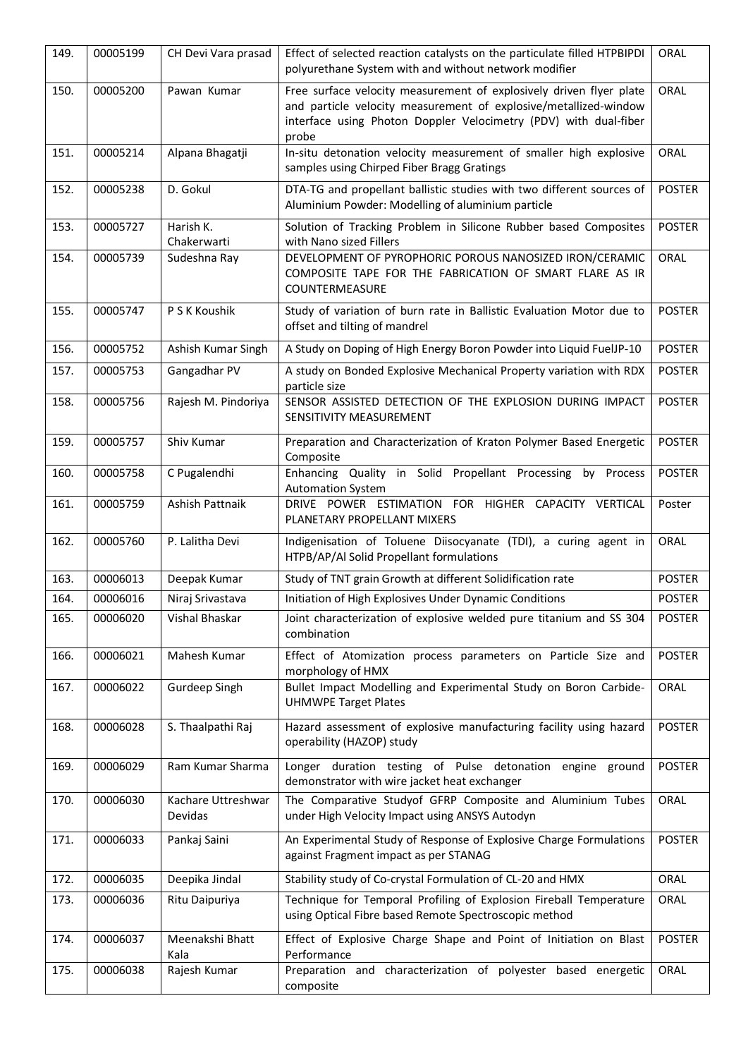| 149. | 00005199 | CH Devi Vara prasad | Effect of selected reaction catalysts on the particulate filled HTPBIPDI polyurethane System with and without network modifier | ORAL |
|---|---|---|---|---|
| 150. | 00005200 | Pawan Kumar | Free surface velocity measurement of explosively driven flyer plate and particle velocity measurement of explosive/metallized-window interface using Photon Doppler Velocimetry (PDV) with dual-fiber probe | ORAL |
| 151. | 00005214 | Alpana Bhagatji | In-situ detonation velocity measurement of smaller high explosive samples using Chirped Fiber Bragg Gratings | ORAL |
| 152. | 00005238 | D. Gokul | DTA-TG and propellant ballistic studies with two different sources of Aluminium Powder: Modelling of aluminium particle | POSTER |
| 153. | 00005727 | Harish K. Chakerwarti | Solution of Tracking Problem in Silicone Rubber based Composites with Nano sized Fillers | POSTER |
| 154. | 00005739 | Sudeshna Ray | DEVELOPMENT OF PYROPHORIC POROUS NANOSIZED IRON/CERAMIC COMPOSITE TAPE FOR THE FABRICATION OF SMART FLARE AS IR COUNTERMEASURE | ORAL |
| 155. | 00005747 | P S K Koushik | Study of variation of burn rate in Ballistic Evaluation Motor due to offset and tilting of mandrel | POSTER |
| 156. | 00005752 | Ashish Kumar Singh | A Study on Doping of High Energy Boron Powder into Liquid FuelJP-10 | POSTER |
| 157. | 00005753 | Gangadhar PV | A study on Bonded Explosive Mechanical Property variation with RDX particle size | POSTER |
| 158. | 00005756 | Rajesh M. Pindoriya | SENSOR ASSISTED DETECTION OF THE EXPLOSION DURING IMPACT SENSITIVITY MEASUREMENT | POSTER |
| 159. | 00005757 | Shiv Kumar | Preparation and Characterization of Kraton Polymer Based Energetic Composite | POSTER |
| 160. | 00005758 | C Pugalendhi | Enhancing Quality in Solid Propellant Processing by Process Automation System | POSTER |
| 161. | 00005759 | Ashish Pattnaik | DRIVE POWER ESTIMATION FOR HIGHER CAPACITY VERTICAL PLANETARY PROPELLANT MIXERS | Poster |
| 162. | 00005760 | P. Lalitha Devi | Indigenisation of Toluene Diisocyanate (TDI), a curing agent in HTPB/AP/Al Solid Propellant formulations | ORAL |
| 163. | 00006013 | Deepak Kumar | Study of TNT grain Growth at different Solidification rate | POSTER |
| 164. | 00006016 | Niraj Srivastava | Initiation of High Explosives Under Dynamic Conditions | POSTER |
| 165. | 00006020 | Vishal Bhaskar | Joint characterization of explosive welded pure titanium and SS 304 combination | POSTER |
| 166. | 00006021 | Mahesh Kumar | Effect of Atomization process parameters on Particle Size and morphology of HMX | POSTER |
| 167. | 00006022 | Gurdeep Singh | Bullet Impact Modelling and Experimental Study on Boron Carbide-UHMWPE Target Plates | ORAL |
| 168. | 00006028 | S. Thaalpathi Raj | Hazard assessment of explosive manufacturing facility using hazard operability (HAZOP) study | POSTER |
| 169. | 00006029 | Ram Kumar Sharma | Longer duration testing of Pulse detonation engine ground demonstrator with wire jacket heat exchanger | POSTER |
| 170. | 00006030 | Kachare Uttreshwar Devidas | The Comparative Studyof GFRP Composite and Aluminium Tubes under High Velocity Impact using ANSYS Autodyn | ORAL |
| 171. | 00006033 | Pankaj Saini | An Experimental Study of Response of Explosive Charge Formulations against Fragment impact as per STANAG | POSTER |
| 172. | 00006035 | Deepika Jindal | Stability study of Co-crystal Formulation of CL-20 and HMX | ORAL |
| 173. | 00006036 | Ritu Daipuriya | Technique for Temporal Profiling of Explosion Fireball Temperature using Optical Fibre based Remote Spectroscopic method | ORAL |
| 174. | 00006037 | Meenakshi Bhatt Kala | Effect of Explosive Charge Shape and Point of Initiation on Blast Performance | POSTER |
| 175. | 00006038 | Rajesh Kumar | Preparation and characterization of polyester based energetic composite | ORAL |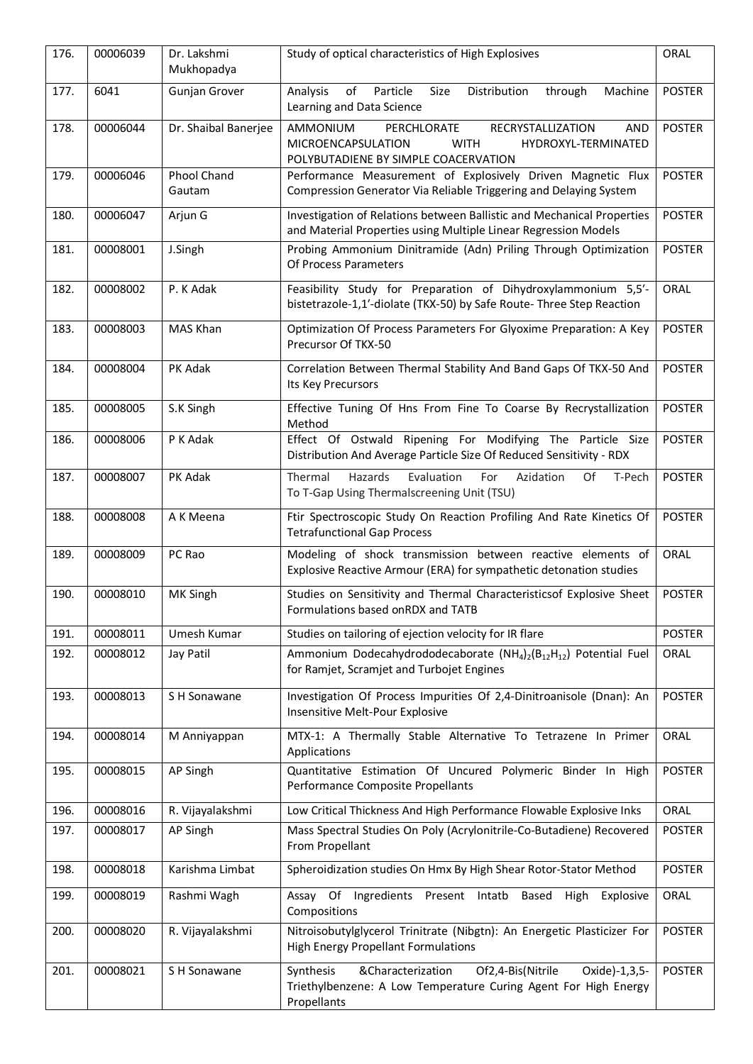| 176. | 00006039 | Dr. Lakshmi Mukhopadya | Study of optical characteristics of High Explosives | ORAL |
|---|---|---|---|---|
| 177. | 6041 | Gunjan Grover | Analysis of Particle Size Distribution through Machine Learning and Data Science | POSTER |
| 178. | 00006044 | Dr. Shaibal Banerjee | AMMONIUM PERCHLORATE RECRYSTALLIZATION AND MICROENCAPSULATION WITH HYDROXYL-TERMINATED POLYBUTADIENE BY SIMPLE COACERVATION | POSTER |
| 179. | 00006046 | Phool Chand Gautam | Performance Measurement of Explosively Driven Magnetic Flux Compression Generator Via Reliable Triggering and Delaying System | POSTER |
| 180. | 00006047 | Arjun G | Investigation of Relations between Ballistic and Mechanical Properties and Material Properties using Multiple Linear Regression Models | POSTER |
| 181. | 00008001 | J.Singh | Probing Ammonium Dinitramide (Adn) Priling Through Optimization Of Process Parameters | POSTER |
| 182. | 00008002 | P. K Adak | Feasibility Study for Preparation of Dihydroxylammonium 5,5′-bistetrazole-1,1′-diolate (TKX-50) by Safe Route- Three Step Reaction | ORAL |
| 183. | 00008003 | MAS Khan | Optimization Of Process Parameters For Glyoxime Preparation: A Key Precursor Of TKX-50 | POSTER |
| 184. | 00008004 | PK Adak | Correlation Between Thermal Stability And Band Gaps Of TKX-50 And Its Key Precursors | POSTER |
| 185. | 00008005 | S.K Singh | Effective Tuning Of Hns From Fine To Coarse By Recrystallization Method | POSTER |
| 186. | 00008006 | P K Adak | Effect Of Ostwald Ripening For Modifying The Particle Size Distribution And Average Particle Size Of Reduced Sensitivity - RDX | POSTER |
| 187. | 00008007 | PK Adak | Thermal Hazards Evaluation For Azidation Of T-Pech To T-Gap Using Thermalscreening Unit (TSU) | POSTER |
| 188. | 00008008 | A K Meena | Ftir Spectroscopic Study On Reaction Profiling And Rate Kinetics Of Tetrafunctional Gap Process | POSTER |
| 189. | 00008009 | PC Rao | Modeling of shock transmission between reactive elements of Explosive Reactive Armour (ERA) for sympathetic detonation studies | ORAL |
| 190. | 00008010 | MK Singh | Studies on Sensitivity and Thermal Characteristicsof Explosive Sheet Formulations based onRDX and TATB | POSTER |
| 191. | 00008011 | Umesh Kumar | Studies on tailoring of ejection velocity for IR flare | POSTER |
| 192. | 00008012 | Jay Patil | Ammonium Dodecahydrododecaborate $(NH_4)_2(B_{12}H_{12})$ Potential Fuel for Ramjet, Scramjet and Turbojet Engines | ORAL |
| 193. | 00008013 | S H Sonawane | Investigation Of Process Impurities Of 2,4-Dinitroanisole (Dnan): An Insensitive Melt-Pour Explosive | POSTER |
| 194. | 00008014 | M Anniyappan | MTX-1: A Thermally Stable Alternative To Tetrazene In Primer Applications | ORAL |
| 195. | 00008015 | AP Singh | Quantitative Estimation Of Uncured Polymeric Binder In High Performance Composite Propellants | POSTER |
| 196. | 00008016 | R. Vijayalakshmi | Low Critical Thickness And High Performance Flowable Explosive Inks | ORAL |
| 197. | 00008017 | AP Singh | Mass Spectral Studies On Poly (Acrylonitrile-Co-Butadiene) Recovered From Propellant | POSTER |
| 198. | 00008018 | Karishma Limbat | Spheroidization studies On Hmx By High Shear Rotor-Stator Method | POSTER |
| 199. | 00008019 | Rashmi Wagh | Assay Of Ingredients Present Intatb Based High Explosive Compositions | ORAL |
| 200. | 00008020 | R. Vijayalakshmi | Nitroisobutylglycerol Trinitrate (Nibgtn): An Energetic Plasticizer For High Energy Propellant Formulations | POSTER |
| 201. | 00008021 | S H Sonawane | Synthesis &Characterization Of2,4-Bis(Nitrile Oxide)-1,3,5-Triethylbenzene: A Low Temperature Curing Agent For High Energy Propellants | POSTER |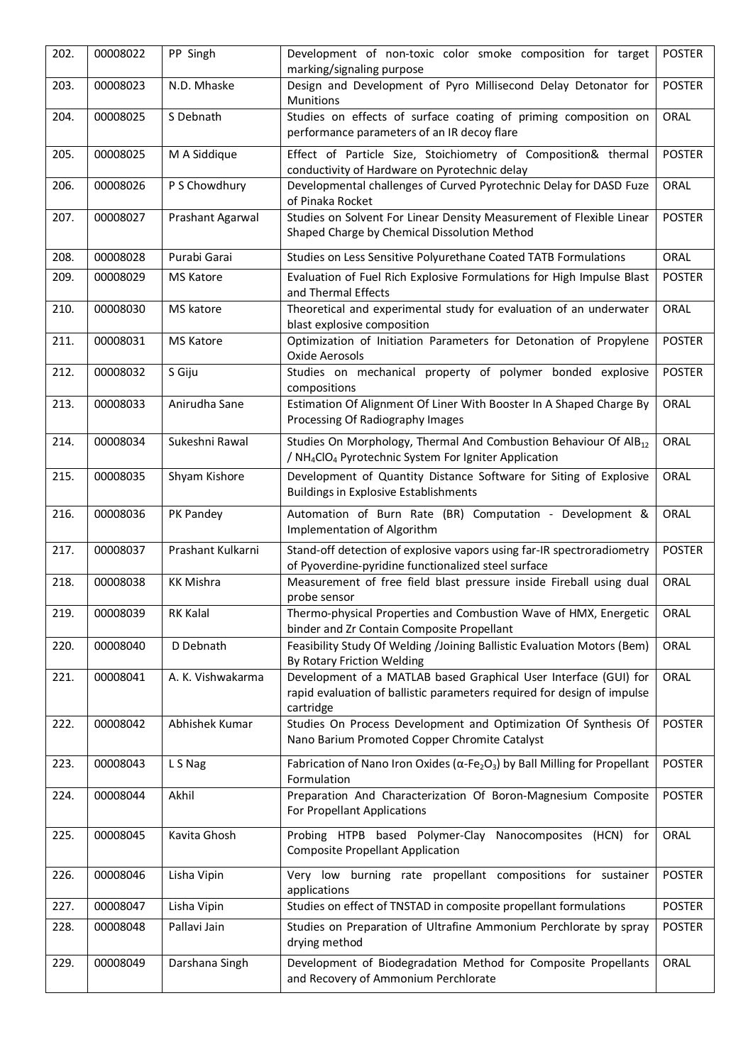| 202. | 00008022 | PP Singh | Development of non-toxic color smoke composition for target marking/signaling purpose | POSTER |
|---|---|---|---|---|
| 203. | 00008023 | N.D. Mhaske | Design and Development of Pyro Millisecond Delay Detonator for Munitions | POSTER |
| 204. | 00008025 | S Debnath | Studies on effects of surface coating of priming composition on performance parameters of an IR decoy flare | ORAL |
| 205. | 00008025 | M A Siddique | Effect of Particle Size, Stoichiometry of Composition& thermal conductivity of Hardware on Pyrotechnic delay | POSTER |
| 206. | 00008026 | P S Chowdhury | Developmental challenges of Curved Pyrotechnic Delay for DASD Fuze of Pinaka Rocket | ORAL |
| 207. | 00008027 | Prashant Agarwal | Studies on Solvent For Linear Density Measurement of Flexible Linear Shaped Charge by Chemical Dissolution Method | POSTER |
| 208. | 00008028 | Purabi Garai | Studies on Less Sensitive Polyurethane Coated TATB Formulations | ORAL |
| 209. | 00008029 | MS Katore | Evaluation of Fuel Rich Explosive Formulations for High Impulse Blast and Thermal Effects | POSTER |
| 210. | 00008030 | MS katore | Theoretical and experimental study for evaluation of an underwater blast explosive composition | ORAL |
| 211. | 00008031 | MS Katore | Optimization of Initiation Parameters for Detonation of Propylene Oxide Aerosols | POSTER |
| 212. | 00008032 | S Giju | Studies on mechanical property of polymer bonded explosive compositions | POSTER |
| 213. | 00008033 | Anirudha Sane | Estimation Of Alignment Of Liner With Booster In A Shaped Charge By Processing Of Radiography Images | ORAL |
| 214. | 00008034 | Sukeshni Rawal | Studies On Morphology, Thermal And Combustion Behaviour Of $AlB_{12}$ / $NH_4ClO_4$ Pyrotechnic System For Igniter Application | ORAL |
| 215. | 00008035 | Shyam Kishore | Development of Quantity Distance Software for Siting of Explosive Buildings in Explosive Establishments | ORAL |
| 216. | 00008036 | PK Pandey | Automation of Burn Rate (BR) Computation - Development & Implementation of Algorithm | ORAL |
| 217. | 00008037 | Prashant Kulkarni | Stand-off detection of explosive vapors using far-IR spectroradiometry of Pyoverdine-pyridine functionalized steel surface | POSTER |
| 218. | 00008038 | KK Mishra | Measurement of free field blast pressure inside Fireball using dual probe sensor | ORAL |
| 219. | 00008039 | RK Kalal | Thermo-physical Properties and Combustion Wave of HMX, Energetic binder and Zr Contain Composite Propellant | ORAL |
| 220. | 00008040 | D Debnath | Feasibility Study Of Welding /Joining Ballistic Evaluation Motors (Bem) By Rotary Friction Welding | ORAL |
| 221. | 00008041 | A. K. Vishwakarma | Development of a MATLAB based Graphical User Interface (GUI) for rapid evaluation of ballistic parameters required for design of impulse cartridge | ORAL |
| 222. | 00008042 | Abhishek Kumar | Studies On Process Development and Optimization Of Synthesis Of Nano Barium Promoted Copper Chromite Catalyst | POSTER |
| 223. | 00008043 | L S Nag | Fabrication of Nano Iron Oxides ($\alpha$-$Fe_2O_3$) by Ball Milling for Propellant Formulation | POSTER |
| 224. | 00008044 | Akhil | Preparation And Characterization Of Boron-Magnesium Composite For Propellant Applications | POSTER |
| 225. | 00008045 | Kavita Ghosh | Probing HTPB based Polymer-Clay Nanocomposites (HCN) for Composite Propellant Application | ORAL |
| 226. | 00008046 | Lisha Vipin | Very low burning rate propellant compositions for sustainer applications | POSTER |
| 227. | 00008047 | Lisha Vipin | Studies on effect of TNSTAD in composite propellant formulations | POSTER |
| 228. | 00008048 | Pallavi Jain | Studies on Preparation of Ultrafine Ammonium Perchlorate by spray drying method | POSTER |
| 229. | 00008049 | Darshana Singh | Development of Biodegradation Method for Composite Propellants and Recovery of Ammonium Perchlorate | ORAL |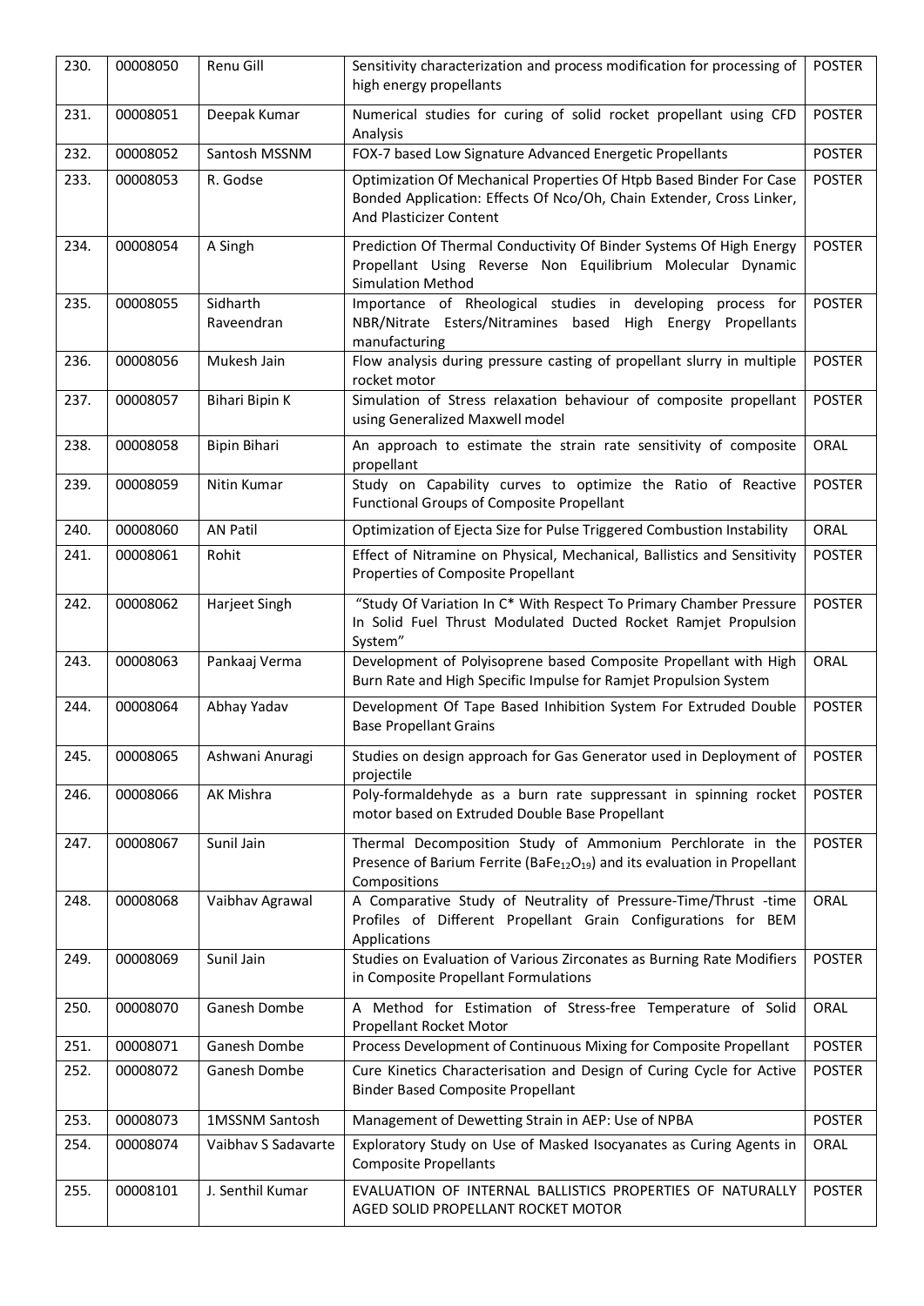| 230. | 00008050 | Renu Gill | Sensitivity characterization and process modification for processing of high energy propellants | POSTER |
|---|---|---|---|---|
| 231. | 00008051 | Deepak Kumar | Numerical studies for curing of solid rocket propellant using CFD Analysis | POSTER |
| 232. | 00008052 | Santosh MSSNM | FOX-7 based Low Signature Advanced Energetic Propellants | POSTER |
| 233. | 00008053 | R. Godse | Optimization Of Mechanical Properties Of Htpb Based Binder For Case Bonded Application: Effects Of Nco/Oh, Chain Extender, Cross Linker, And Plasticizer Content | POSTER |
| 234. | 00008054 | A Singh | Prediction Of Thermal Conductivity Of Binder Systems Of High Energy Propellant Using Reverse Non Equilibrium Molecular Dynamic Simulation Method | POSTER |
| 235. | 00008055 | Sidharth Raveendran | Importance of Rheological studies in developing process for NBR/Nitrate Esters/Nitramines based High Energy Propellants manufacturing | POSTER |
| 236. | 00008056 | Mukesh Jain | Flow analysis during pressure casting of propellant slurry in multiple rocket motor | POSTER |
| 237. | 00008057 | Bihari Bipin K | Simulation of Stress relaxation behaviour of composite propellant using Generalized Maxwell model | POSTER |
| 238. | 00008058 | Bipin Bihari | An approach to estimate the strain rate sensitivity of composite propellant | ORAL |
| 239. | 00008059 | Nitin Kumar | Study on Capability curves to optimize the Ratio of Reactive Functional Groups of Composite Propellant | POSTER |
| 240. | 00008060 | AN Patil | Optimization of Ejecta Size for Pulse Triggered Combustion Instability | ORAL |
| 241. | 00008061 | Rohit | Effect of Nitramine on Physical, Mechanical, Ballistics and Sensitivity Properties of Composite Propellant | POSTER |
| 242. | 00008062 | Harjeet Singh | "Study Of Variation In C* With Respect To Primary Chamber Pressure In Solid Fuel Thrust Modulated Ducted Rocket Ramjet Propulsion System" | POSTER |
| 243. | 00008063 | Pankaaj Verma | Development of Polyisoprene based Composite Propellant with High Burn Rate and High Specific Impulse for Ramjet Propulsion System | ORAL |
| 244. | 00008064 | Abhay Yadav | Development Of Tape Based Inhibition System For Extruded Double Base Propellant Grains | POSTER |
| 245. | 00008065 | Ashwani Anuragi | Studies on design approach for Gas Generator used in Deployment of projectile | POSTER |
| 246. | 00008066 | AK Mishra | Poly-formaldehyde as a burn rate suppressant in spinning rocket motor based on Extruded Double Base Propellant | POSTER |
| 247. | 00008067 | Sunil Jain | Thermal Decomposition Study of Ammonium Perchlorate in the Presence of Barium Ferrite ($BaFe_{12}O_{19}$) and its evaluation in Propellant Compositions | POSTER |
| 248. | 00008068 | Vaibhav Agrawal | A Comparative Study of Neutrality of Pressure-Time/Thrust -time Profiles of Different Propellant Grain Configurations for BEM Applications | ORAL |
| 249. | 00008069 | Sunil Jain | Studies on Evaluation of Various Zirconates as Burning Rate Modifiers in Composite Propellant Formulations | POSTER |
| 250. | 00008070 | Ganesh Dombe | A Method for Estimation of Stress-free Temperature of Solid Propellant Rocket Motor | ORAL |
| 251. | 00008071 | Ganesh Dombe | Process Development of Continuous Mixing for Composite Propellant | POSTER |
| 252. | 00008072 | Ganesh Dombe | Cure Kinetics Characterisation and Design of Curing Cycle for Active Binder Based Composite Propellant | POSTER |
| 253. | 00008073 | 1MSSNM Santosh | Management of Dewetting Strain in AEP: Use of NPBA | POSTER |
| 254. | 00008074 | Vaibhav S Sadavarte | Exploratory Study on Use of Masked Isocyanates as Curing Agents in Composite Propellants | ORAL |
| 255. | 00008101 | J. Senthil Kumar | EVALUATION OF INTERNAL BALLISTICS PROPERTIES OF NATURALLY AGED SOLID PROPELLANT ROCKET MOTOR | POSTER |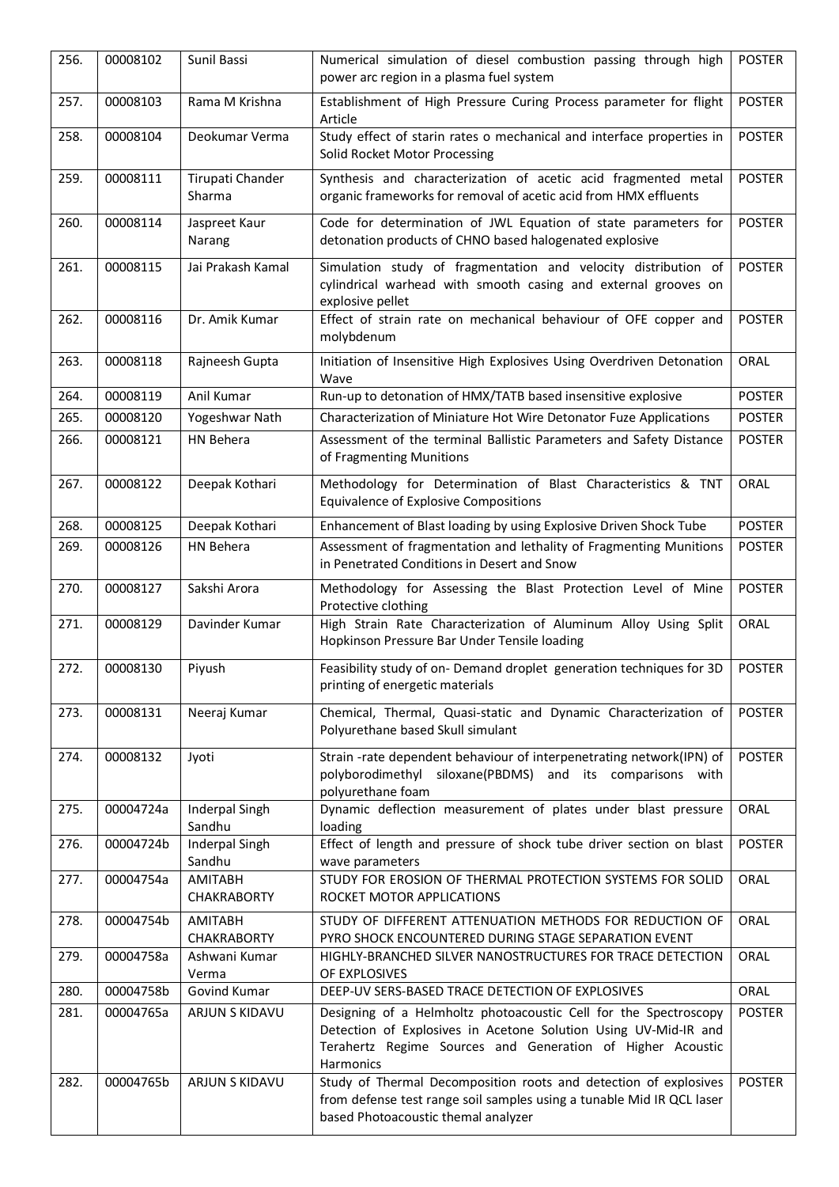| 256. | 00008102 | Sunil Bassi | Numerical simulation of diesel combustion passing through high power arc region in a plasma fuel system | POSTER |
|---|---|---|---|---|
| 257. | 00008103 | Rama M Krishna | Establishment of High Pressure Curing Process parameter for flight Article | POSTER |
| 258. | 00008104 | Deokumar Verma | Study effect of starin rates o mechanical and interface properties in Solid Rocket Motor Processing | POSTER |
| 259. | 00008111 | Tirupati Chander Sharma | Synthesis and characterization of acetic acid fragmented metal organic frameworks for removal of acetic acid from HMX effluents | POSTER |
| 260. | 00008114 | Jaspreet Kaur Narang | Code for determination of JWL Equation of state parameters for detonation products of CHNO based halogenated explosive | POSTER |
| 261. | 00008115 | Jai Prakash Kamal | Simulation study of fragmentation and velocity distribution of cylindrical warhead with smooth casing and external grooves on explosive pellet | POSTER |
| 262. | 00008116 | Dr. Amik Kumar | Effect of strain rate on mechanical behaviour of OFE copper and molybdenum | POSTER |
| 263. | 00008118 | Rajneesh Gupta | Initiation of Insensitive High Explosives Using Overdriven Detonation Wave | ORAL |
| 264. | 00008119 | Anil Kumar | Run-up to detonation of HMX/TATB based insensitive explosive | POSTER |
| 265. | 00008120 | Yogeshwar Nath | Characterization of Miniature Hot Wire Detonator Fuze Applications | POSTER |
| 266. | 00008121 | HN Behera | Assessment of the terminal Ballistic Parameters and Safety Distance of Fragmenting Munitions | POSTER |
| 267. | 00008122 | Deepak Kothari | Methodology for Determination of Blast Characteristics & TNT Equivalence of Explosive Compositions | ORAL |
| 268. | 00008125 | Deepak Kothari | Enhancement of Blast loading by using Explosive Driven Shock Tube | POSTER |
| 269. | 00008126 | HN Behera | Assessment of fragmentation and lethality of Fragmenting Munitions in Penetrated Conditions in Desert and Snow | POSTER |
| 270. | 00008127 | Sakshi Arora | Methodology for Assessing the Blast Protection Level of Mine Protective clothing | POSTER |
| 271. | 00008129 | Davinder Kumar | High Strain Rate Characterization of Aluminum Alloy Using Split Hopkinson Pressure Bar Under Tensile loading | ORAL |
| 272. | 00008130 | Piyush | Feasibility study of on- Demand droplet generation techniques for 3D printing of energetic materials | POSTER |
| 273. | 00008131 | Neeraj Kumar | Chemical, Thermal, Quasi-static and Dynamic Characterization of Polyurethane based Skull simulant | POSTER |
| 274. | 00008132 | Jyoti | Strain -rate dependent behaviour of interpenetrating network(IPN) of polyborodimethyl siloxane(PBDMS) and its comparisons with polyurethane foam | POSTER |
| 275. | 00004724a | Inderpal Singh Sandhu | Dynamic deflection measurement of plates under blast pressure loading | ORAL |
| 276. | 00004724b | Inderpal Singh Sandhu | Effect of length and pressure of shock tube driver section on blast wave parameters | POSTER |
| 277. | 00004754a | AMITABH CHAKRABORTY | STUDY FOR EROSION OF THERMAL PROTECTION SYSTEMS FOR SOLID ROCKET MOTOR APPLICATIONS | ORAL |
| 278. | 00004754b | AMITABH CHAKRABORTY | STUDY OF DIFFERENT ATTENUATION METHODS FOR REDUCTION OF PYRO SHOCK ENCOUNTERED DURING STAGE SEPARATION EVENT | ORAL |
| 279. | 00004758a | Ashwani Kumar Verma | HIGHLY-BRANCHED SILVER NANOSTRUCTURES FOR TRACE DETECTION OF EXPLOSIVES | ORAL |
| 280. | 00004758b | Govind Kumar | DEEP-UV SERS-BASED TRACE DETECTION OF EXPLOSIVES | ORAL |
| 281. | 00004765a | ARJUN S KIDAVU | Designing of a Helmholtz photoacoustic Cell for the Spectroscopy Detection of Explosives in Acetone Solution Using UV-Mid-IR and Terahertz Regime Sources and Generation of Higher Acoustic Harmonics | POSTER |
| 282. | 00004765b | ARJUN S KIDAVU | Study of Thermal Decomposition roots and detection of explosives from defense test range soil samples using a tunable Mid IR QCL laser based Photoacoustic themal analyzer | POSTER |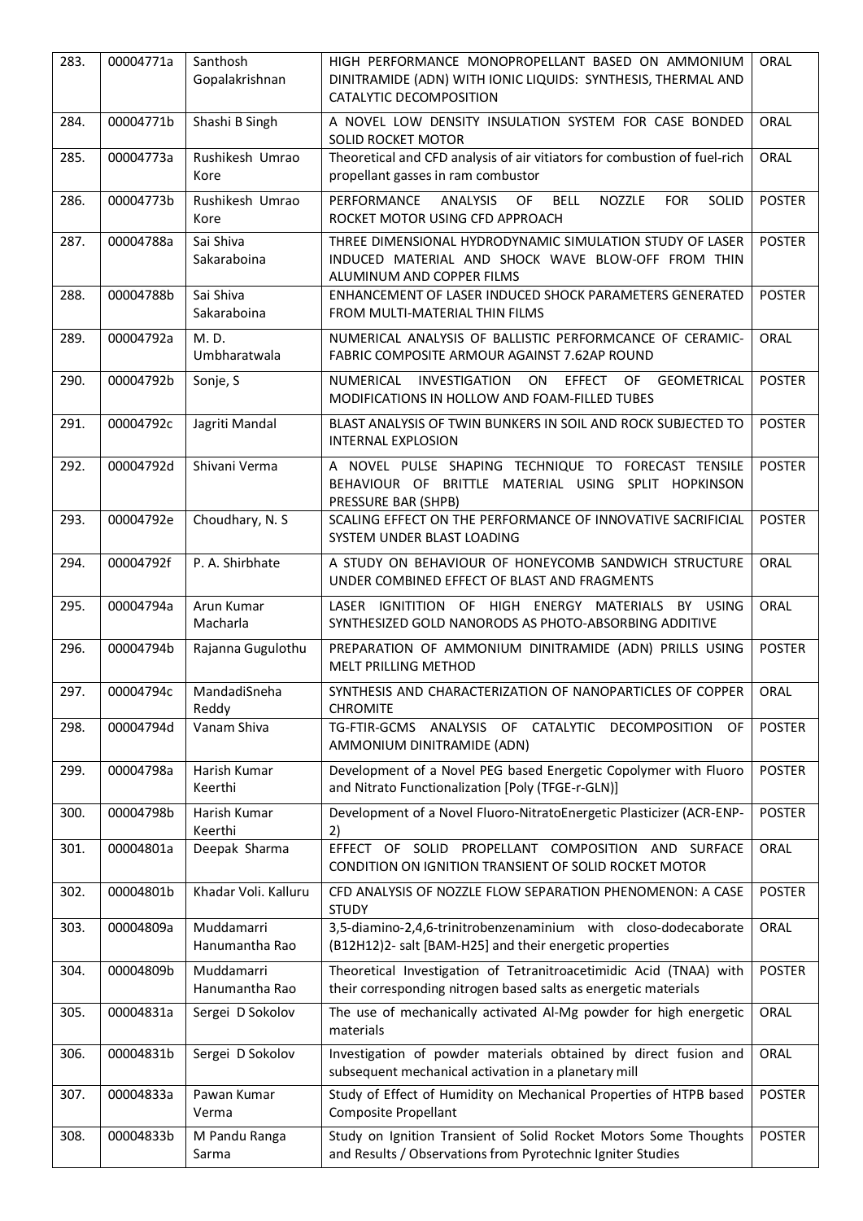| 283. | 00004771a | Santhosh Gopalakrishnan | HIGH PERFORMANCE MONOPROPELLANT BASED ON AMMONIUM DINITRAMIDE (ADN) WITH IONIC LIQUIDS: SYNTHESIS, THERMAL AND CATALYTIC DECOMPOSITION | ORAL |
|---|---|---|---|---|
| 284. | 00004771b | Shashi B Singh | A NOVEL LOW DENSITY INSULATION SYSTEM FOR CASE BONDED SOLID ROCKET MOTOR | ORAL |
| 285. | 00004773a | Rushikesh Umrao Kore | Theoretical and CFD analysis of air vitiators for combustion of fuel-rich propellant gasses in ram combustor | ORAL |
| 286. | 00004773b | Rushikesh Umrao Kore | PERFORMANCE ANALYSIS OF BELL NOZZLE FOR SOLID ROCKET MOTOR USING CFD APPROACH | POSTER |
| 287. | 00004788a | Sai Shiva Sakaraboina | THREE DIMENSIONAL HYDRODYNAMIC SIMULATION STUDY OF LASER INDUCED MATERIAL AND SHOCK WAVE BLOW-OFF FROM THIN ALUMINUM AND COPPER FILMS | POSTER |
| 288. | 00004788b | Sai Shiva Sakaraboina | ENHANCEMENT OF LASER INDUCED SHOCK PARAMETERS GENERATED FROM MULTI-MATERIAL THIN FILMS | POSTER |
| 289. | 00004792a | M. D. Umbharatwala | NUMERICAL ANALYSIS OF BALLISTIC PERFORMCANCE OF CERAMIC-FABRIC COMPOSITE ARMOUR AGAINST 7.62AP ROUND | ORAL |
| 290. | 00004792b | Sonje, S | NUMERICAL INVESTIGATION ON EFFECT OF GEOMETRICAL MODIFICATIONS IN HOLLOW AND FOAM-FILLED TUBES | POSTER |
| 291. | 00004792c | Jagriti Mandal | BLAST ANALYSIS OF TWIN BUNKERS IN SOIL AND ROCK SUBJECTED TO INTERNAL EXPLOSION | POSTER |
| 292. | 00004792d | Shivani Verma | A NOVEL PULSE SHAPING TECHNIQUE TO FORECAST TENSILE BEHAVIOUR OF BRITTLE MATERIAL USING SPLIT HOPKINSON PRESSURE BAR (SHPB) | POSTER |
| 293. | 00004792e | Choudhary, N. S | SCALING EFFECT ON THE PERFORMANCE OF INNOVATIVE SACRIFICIAL SYSTEM UNDER BLAST LOADING | POSTER |
| 294. | 00004792f | P. A. Shirbhate | A STUDY ON BEHAVIOUR OF HONEYCOMB SANDWICH STRUCTURE UNDER COMBINED EFFECT OF BLAST AND FRAGMENTS | ORAL |
| 295. | 00004794a | Arun Kumar Macharla | LASER IGNITITION OF HIGH ENERGY MATERIALS BY USING SYNTHESIZED GOLD NANORODS AS PHOTO-ABSORBING ADDITIVE | ORAL |
| 296. | 00004794b | Rajanna Gugulothu | PREPARATION OF AMMONIUM DINITRAMIDE (ADN) PRILLS USING MELT PRILLING METHOD | POSTER |
| 297. | 00004794c | MandadiSneha Reddy | SYNTHESIS AND CHARACTERIZATION OF NANOPARTICLES OF COPPER CHROMITE | ORAL |
| 298. | 00004794d | Vanam Shiva | TG-FTIR-GCMS ANALYSIS OF CATALYTIC DECOMPOSITION OF AMMONIUM DINITRAMIDE (ADN) | POSTER |
| 299. | 00004798a | Harish Kumar Keerthi | Development of a Novel PEG based Energetic Copolymer with Fluoro and Nitrato Functionalization [Poly (TFGE-r-GLN)] | POSTER |
| 300. | 00004798b | Harish Kumar Keerthi | Development of a Novel Fluoro-NitratoEnergetic Plasticizer (ACR-ENP-2) | POSTER |
| 301. | 00004801a | Deepak Sharma | EFFECT OF SOLID PROPELLANT COMPOSITION AND SURFACE CONDITION ON IGNITION TRANSIENT OF SOLID ROCKET MOTOR | ORAL |
| 302. | 00004801b | Khadar Voli. Kalluru | CFD ANALYSIS OF NOZZLE FLOW SEPARATION PHENOMENON: A CASE STUDY | POSTER |
| 303. | 00004809a | Muddamarri Hanumantha Rao | 3,5-diamino-2,4,6-trinitrobenzenaminium with closo-dodecaborate (B12H12)2- salt [BAM-H25] and their energetic properties | ORAL |
| 304. | 00004809b | Muddamarri Hanumantha Rao | Theoretical Investigation of Tetranitroacetimidic Acid (TNAA) with their corresponding nitrogen based salts as energetic materials | POSTER |
| 305. | 00004831a | Sergei D Sokolov | The use of mechanically activated Al-Mg powder for high energetic materials | ORAL |
| 306. | 00004831b | Sergei D Sokolov | Investigation of powder materials obtained by direct fusion and subsequent mechanical activation in a planetary mill | ORAL |
| 307. | 00004833a | Pawan Kumar Verma | Study of Effect of Humidity on Mechanical Properties of HTPB based Composite Propellant | POSTER |
| 308. | 00004833b | M Pandu Ranga Sarma | Study on Ignition Transient of Solid Rocket Motors Some Thoughts and Results / Observations from Pyrotechnic Igniter Studies | POSTER |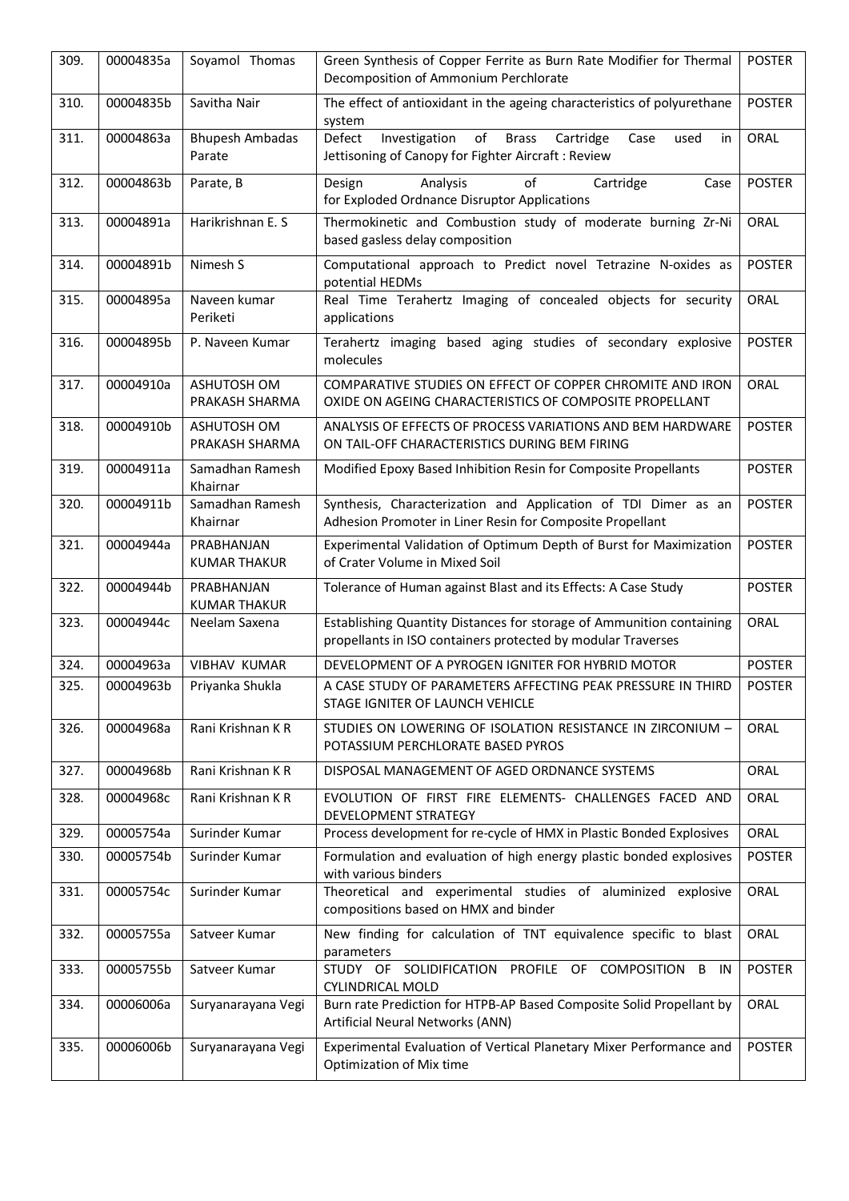| | | | | |
|---|---|---|---|---|
| 309. | 00004835a | Soyamol Thomas | Green Synthesis of Copper Ferrite as Burn Rate Modifier for Thermal Decomposition of Ammonium Perchlorate | POSTER |
| 310. | 00004835b | Savitha Nair | The effect of antioxidant in the ageing characteristics of polyurethane system | POSTER |
| 311. | 00004863a | Bhupesh Ambadas Parate | Defect Investigation of Brass Cartridge Case used in Jettisoning of Canopy for Fighter Aircraft : Review | ORAL |
| 312. | 00004863b | Parate, B | Design Analysis of Cartridge Case for Exploded Ordnance Disruptor Applications | POSTER |
| 313. | 00004891a | Harikrishnan E. S | Thermokinetic and Combustion study of moderate burning Zr-Ni based gasless delay composition | ORAL |
| 314. | 00004891b | Nimesh S | Computational approach to Predict novel Tetrazine N-oxides as potential HEDMs | POSTER |
| 315. | 00004895a | Naveen kumar Periketi | Real Time Terahertz Imaging of concealed objects for security applications | ORAL |
| 316. | 00004895b | P. Naveen Kumar | Terahertz imaging based aging studies of secondary explosive molecules | POSTER |
| 317. | 00004910a | ASHUTOSH OM PRAKASH SHARMA | COMPARATIVE STUDIES ON EFFECT OF COPPER CHROMITE AND IRON OXIDE ON AGEING CHARACTERISTICS OF COMPOSITE PROPELLANT | ORAL |
| 318. | 00004910b | ASHUTOSH OM PRAKASH SHARMA | ANALYSIS OF EFFECTS OF PROCESS VARIATIONS AND BEM HARDWARE ON TAIL-OFF CHARACTERISTICS DURING BEM FIRING | POSTER |
| 319. | 00004911a | Samadhan Ramesh Khairnar | Modified Epoxy Based Inhibition Resin for Composite Propellants | POSTER |
| 320. | 00004911b | Samadhan Ramesh Khairnar | Synthesis, Characterization and Application of TDI Dimer as an Adhesion Promoter in Liner Resin for Composite Propellant | POSTER |
| 321. | 00004944a | PRABHANJAN KUMAR THAKUR | Experimental Validation of Optimum Depth of Burst for Maximization of Crater Volume in Mixed Soil | POSTER |
| 322. | 00004944b | PRABHANJAN KUMAR THAKUR | Tolerance of Human against Blast and its Effects: A Case Study | POSTER |
| 323. | 00004944c | Neelam Saxena | Establishing Quantity Distances for storage of Ammunition containing propellants in ISO containers protected by modular Traverses | ORAL |
| 324. | 00004963a | VIBHAV KUMAR | DEVELOPMENT OF A PYROGEN IGNITER FOR HYBRID MOTOR | POSTER |
| 325. | 00004963b | Priyanka Shukla | A CASE STUDY OF PARAMETERS AFFECTING PEAK PRESSURE IN THIRD STAGE IGNITER OF LAUNCH VEHICLE | POSTER |
| 326. | 00004968a | Rani Krishnan K R | STUDIES ON LOWERING OF ISOLATION RESISTANCE IN ZIRCONIUM – POTASSIUM PERCHLORATE BASED PYROS | ORAL |
| 327. | 00004968b | Rani Krishnan K R | DISPOSAL MANAGEMENT OF AGED ORDNANCE SYSTEMS | ORAL |
| 328. | 00004968c | Rani Krishnan K R | EVOLUTION OF FIRST FIRE ELEMENTS- CHALLENGES FACED AND DEVELOPMENT STRATEGY | ORAL |
| 329. | 00005754a | Surinder Kumar | Process development for re-cycle of HMX in Plastic Bonded Explosives | ORAL |
| 330. | 00005754b | Surinder Kumar | Formulation and evaluation of high energy plastic bonded explosives with various binders | POSTER |
| 331. | 00005754c | Surinder Kumar | Theoretical and experimental studies of aluminized explosive compositions based on HMX and binder | ORAL |
| 332. | 00005755a | Satveer Kumar | New finding for calculation of TNT equivalence specific to blast parameters | ORAL |
| 333. | 00005755b | Satveer Kumar | STUDY OF SOLIDIFICATION PROFILE OF COMPOSITION B IN CYLINDRICAL MOLD | POSTER |
| 334. | 00006006a | Suryanarayana Vegi | Burn rate Prediction for HTPB-AP Based Composite Solid Propellant by Artificial Neural Networks (ANN) | ORAL |
| 335. | 00006006b | Suryanarayana Vegi | Experimental Evaluation of Vertical Planetary Mixer Performance and Optimization of Mix time | POSTER |